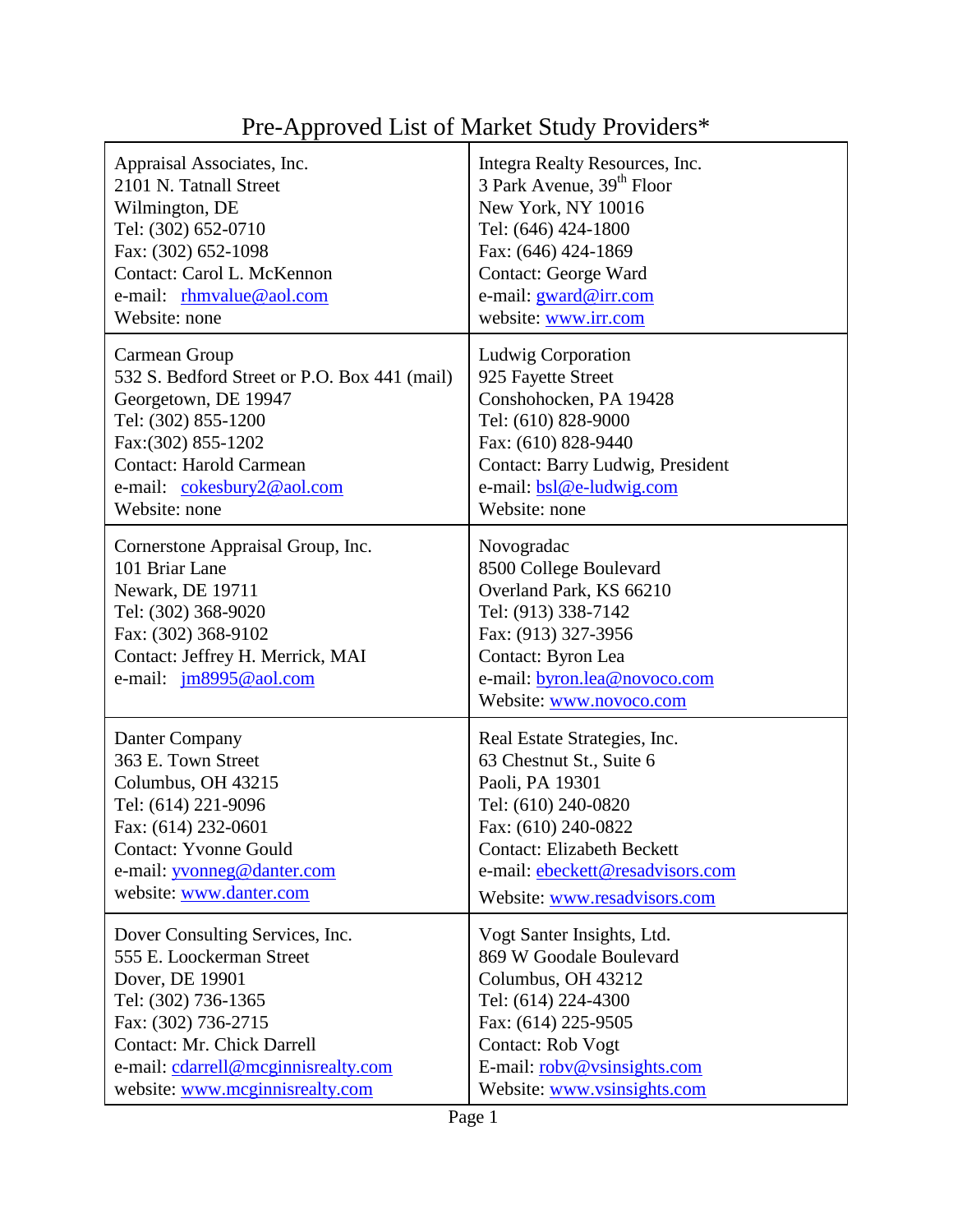# Pre-Approved List of Market Study Providers*

| | |
|---|---|
| Appraisal Associates, Inc.<br>2101 N. Tatnall Street<br>Wilmington, DE<br>Tel: (302) 652-0710<br>Fax: (302) 652-1098<br>Contact: Carol L. McKennon<br>e-mail: rhmvalue@aol.com<br>Website: none | Integra Realty Resources, Inc.<br>3 Park Avenue, 39th Floor<br>New York, NY 10016<br>Tel: (646) 424-1800<br>Fax: (646) 424-1869<br>Contact: George Ward<br>e-mail: gward@irr.com<br>website: www.irr.com |
| Carmean Group<br>532 S. Bedford Street or P.O. Box 441 (mail)<br>Georgetown, DE 19947<br>Tel: (302) 855-1200<br>Fax:(302) 855-1202<br>Contact: Harold Carmean<br>e-mail: cokesbury2@aol.com<br>Website: none | Ludwig Corporation<br>925 Fayette Street<br>Conshohocken, PA 19428<br>Tel: (610) 828-9000<br>Fax: (610) 828-9440<br>Contact: Barry Ludwig, President<br>e-mail: bsl@e-ludwig.com<br>Website: none |
| Cornerstone Appraisal Group, Inc.<br>101 Briar Lane<br>Newark, DE 19711<br>Tel: (302) 368-9020<br>Fax: (302) 368-9102<br>Contact: Jeffrey H. Merrick, MAI<br>e-mail: jm8995@aol.com | Novogradac<br>8500 College Boulevard<br>Overland Park, KS 66210<br>Tel: (913) 338-7142<br>Fax: (913) 327-3956<br>Contact: Byron Lea<br>e-mail: byron.lea@novoco.com<br>Website: www.novoco.com |
| Danter Company<br>363 E. Town Street<br>Columbus, OH 43215<br>Tel: (614) 221-9096<br>Fax: (614) 232-0601<br>Contact: Yvonne Gould<br>e-mail: yvonneg@danter.com<br>website: www.danter.com | Real Estate Strategies, Inc.<br>63 Chestnut St., Suite 6<br>Paoli, PA 19301<br>Tel: (610) 240-0820<br>Fax: (610) 240-0822<br>Contact: Elizabeth Beckett<br>e-mail: ebeckett@resadvisors.com<br>Website: www.resadvisors.com |
| Dover Consulting Services, Inc.<br>555 E. Loockerman Street<br>Dover, DE 19901<br>Tel: (302) 736-1365<br>Fax: (302) 736-2715<br>Contact: Mr. Chick Darrell<br>e-mail: cdarrell@mcginnisrealty.com<br>website: www.mcginnisrealty.com | Vogt Santer Insights, Ltd.<br>869 W Goodale Boulevard<br>Columbus, OH 43212<br>Tel: (614) 224-4300<br>Fax: (614) 225-9505<br>Contact: Rob Vogt<br>E-mail: robv@vsinsights.com<br>Website: www.vsinsights.com |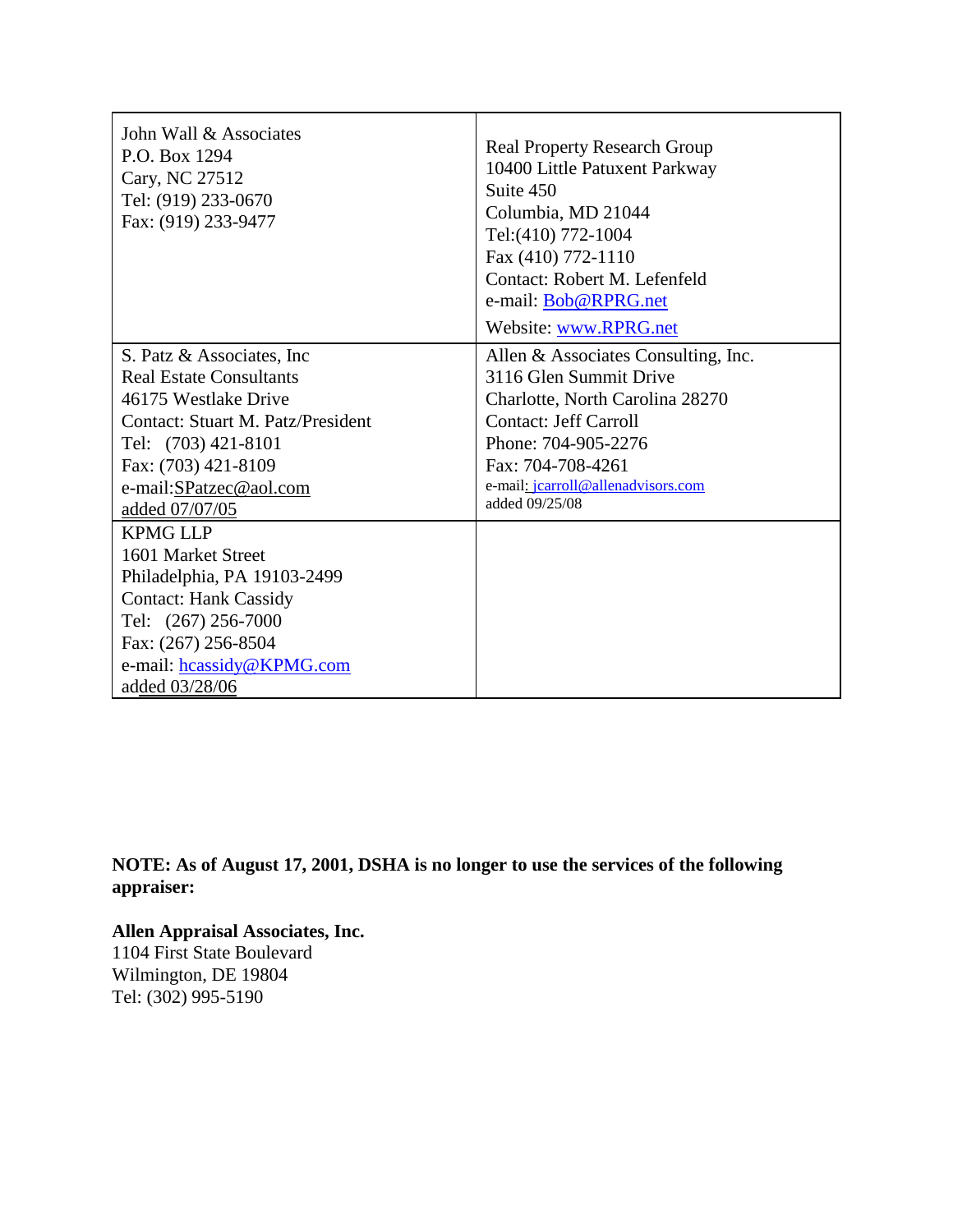| | |
|---|---|
| John Wall & Associates<br>P.O. Box 1294<br>Cary, NC 27512<br>Tel: (919) 233-0670<br>Fax: (919) 233-9477 | Real Property Research Group<br>10400 Little Patuxent Parkway<br>Suite 450<br>Columbia, MD 21044<br>Tel:(410) 772-1004<br>Fax (410) 772-1110<br>Contact: Robert M. Lefenfeld<br>e-mail: Bob@RPRG.net<br>Website: www.RPRG.net |
| S. Patz & Associates, Inc<br>Real Estate Consultants<br>46175 Westlake Drive<br>Contact: Stuart M. Patz/President<br>Tel: (703) 421-8101<br>Fax: (703) 421-8109<br>e-mail:SPatzec@aol.com<br>added 07/07/05 | Allen & Associates Consulting, Inc.<br>3116 Glen Summit Drive<br>Charlotte, North Carolina 28270<br>Contact: Jeff Carroll<br>Phone: 704-905-2276<br>Fax: 704-708-4261<br>e-mail: jcarroll@allenadvisors.com<br>added 09/25/08 |
| KPMG LLP<br>1601 Market Street<br>Philadelphia, PA 19103-2499<br>Contact: Hank Cassidy<br>Tel: (267) 256-7000<br>Fax: (267) 256-8504<br>e-mail: hcassidy@KPMG.com<br>added 03/28/06 | |

**NOTE: As of August 17, 2001, DSHA is no longer to use the services of the following appraiser:**

**Allen Appraisal Associates, Inc.**
1104 First State Boulevard
Wilmington, DE 19804
Tel: (302) 995-5190